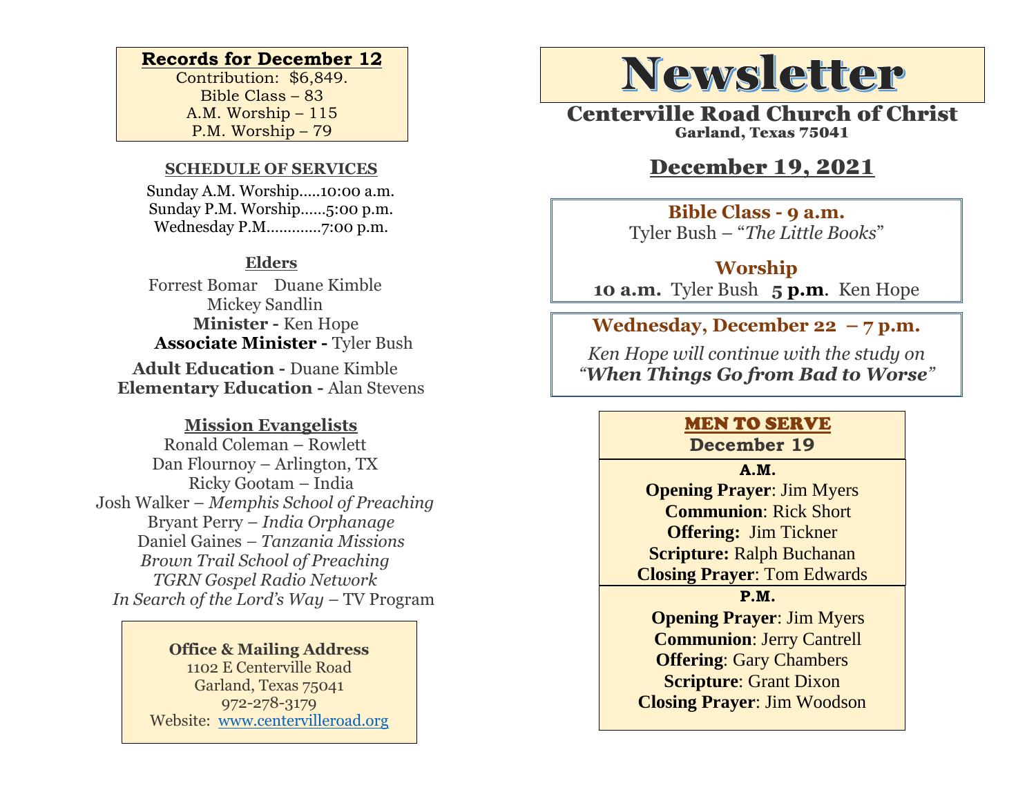# Newsletter

## Centerville Road Church of Christ

Garland, Texas 75041

## December 19, 2021

**Bible Class - 9 a.m.**
Tyler Bush – "*The Little Books*"

**Worship**
**10 a.m.** Tyler Bush **5 p.m**. Ken Hope

**Wednesday, December 22 – 7 p.m.**

*Ken Hope will continue with the study on*
***"When Things Go from Bad to Worse"***

### MEN TO SERVE

**December 19**

**A.M.**

**Opening Prayer**: Jim Myers
**Communion**: Rick Short
**Offering:** Jim Tickner
**Scripture:** Ralph Buchanan
**Closing Prayer**: Tom Edwards

**P.M.**

**Opening Prayer**: Jim Myers
**Communion**: Jerry Cantrell
**Offering**: Gary Chambers
**Scripture**: Grant Dixon
**Closing Prayer**: Jim Woodson

---

**Records for December 12**

Contribution: $6,849.
Bible Class – 83
A.M. Worship – 115
P.M. Worship – 79

**SCHEDULE OF SERVICES**

Sunday A.M. Worship.....10:00 a.m.
Sunday P.M. Worship......5:00 p.m.
Wednesday P.M.............7:00 p.m.

**Elders**

Forrest Bomar Duane Kimble
Mickey Sandlin

**Minister -** Ken Hope
**Associate Minister -** Tyler Bush

**Adult Education -** Duane Kimble
**Elementary Education -** Alan Stevens

**Mission Evangelists**

Ronald Coleman – Rowlett
Dan Flournoy – Arlington, TX
Ricky Gootam – India
Josh Walker – *Memphis School of Preaching*
Bryant Perry – *India Orphanage*
Daniel Gaines – *Tanzania Missions*
*Brown Trail School of Preaching*
*TGRN Gospel Radio Network*
*In Search of the Lord's Way* – TV Program

**Office & Mailing Address**
1102 E Centerville Road
Garland, Texas 75041
972-278-3179
Website: www.centervilleroad.org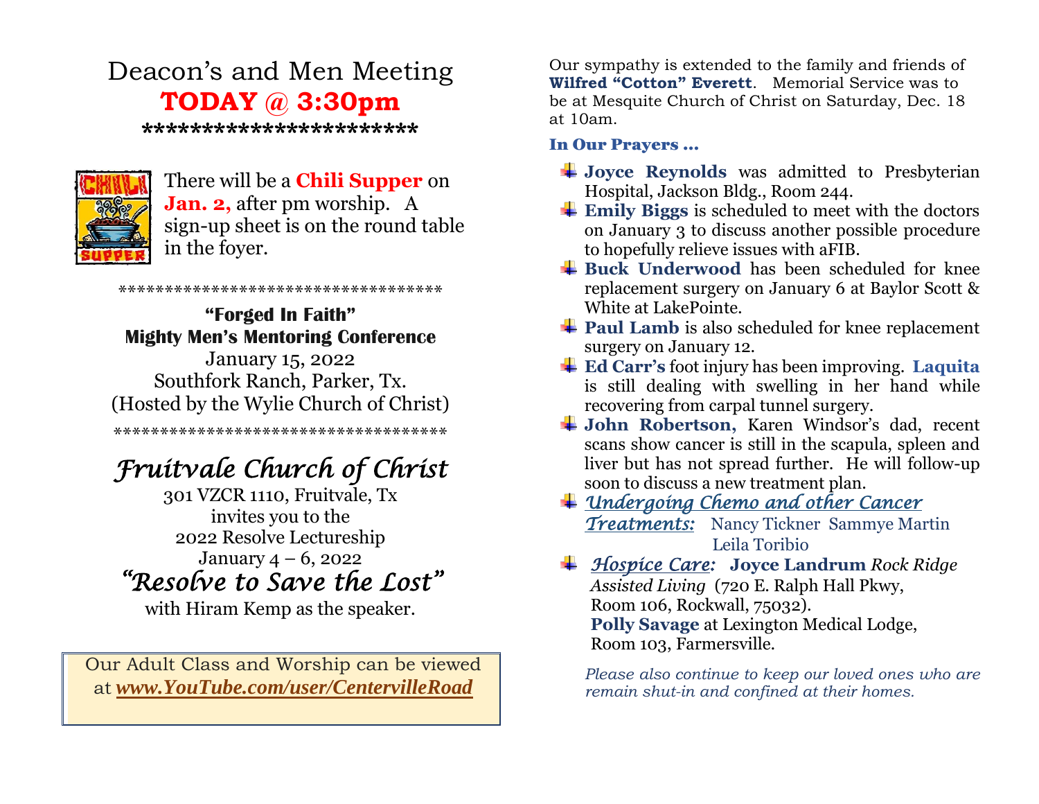# Deacon's and Men Meeting
## **TODAY @ 3:30pm**

**********************

There will be a **Chili Supper** on **Jan. 2,** after pm worship. A sign-up sheet is on the round table in the foyer.

************************************

**"Forged In Faith"**
**Mighty Men's Mentoring Conference**
January 15, 2022
Southfork Ranch, Parker, Tx.
(Hosted by the Wylie Church of Christ)

*************************************

## *Fruitvale Church of Christ*

301 VZCR 1110, Fruitvale, Tx
invites you to the
2022 Resolve Lectureship
January 4 – 6, 2022
*"Resolve to Save the Lost"*
with Hiram Kemp as the speaker.

Our Adult Class and Worship can be viewed at ***www.YouTube.com/user/CentervilleRoad***

Our sympathy is extended to the family and friends of **Wilfred "Cotton" Everett**. Memorial Service was to be at Mesquite Church of Christ on Saturday, Dec. 18 at 10am.

**In Our Prayers …**

- **Joyce Reynolds** was admitted to Presbyterian Hospital, Jackson Bldg., Room 244.
- **Emily Biggs** is scheduled to meet with the doctors on January 3 to discuss another possible procedure to hopefully relieve issues with aFIB.
- **Buck Underwood** has been scheduled for knee replacement surgery on January 6 at Baylor Scott & White at LakePointe.
- **Paul Lamb** is also scheduled for knee replacement surgery on January 12.
- **Ed Carr's** foot injury has been improving. **Laquita** is still dealing with swelling in her hand while recovering from carpal tunnel surgery.
- **John Robertson**, Karen Windsor's dad, recent scans show cancer is still in the scapula, spleen and liver but has not spread further. He will follow-up soon to discuss a new treatment plan.
- *Undergoing Chemo and other Cancer Treatments:* Nancy Tickner Sammye Martin Leila Toribio
- *Hospice Care:* **Joyce Landrum** *Rock Ridge Assisted Living* (720 E. Ralph Hall Pkwy, Room 106, Rockwall, 75032).
  **Polly Savage** at Lexington Medical Lodge, Room 103, Farmersville.

*Please also continue to keep our loved ones who are remain shut-in and confined at their homes.*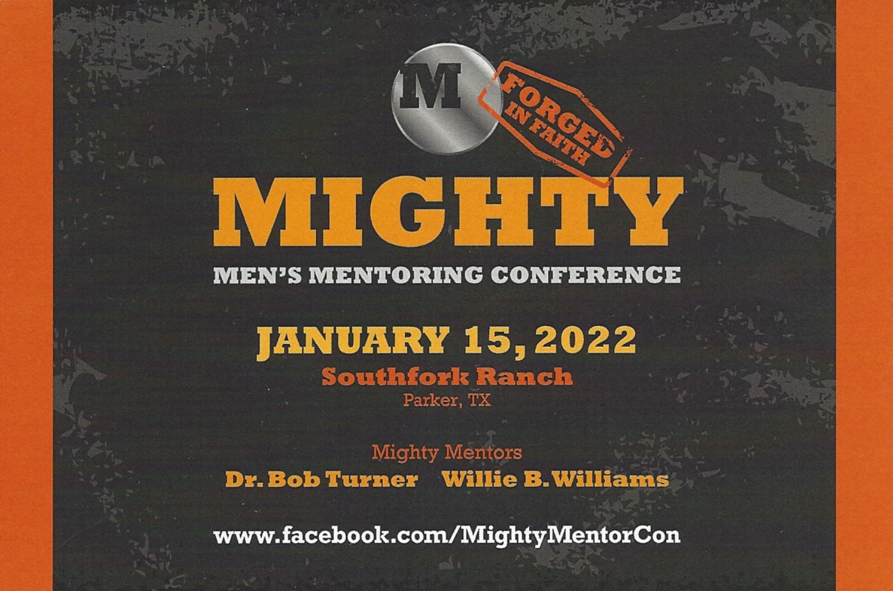M

FORGED IN FAITH

# MIGHTY

## MEN'S MENTORING CONFERENCE

## JANUARY 15, 2022

**Southfork Ranch**

Parker, TX

Mighty Mentors

**Dr. Bob Turner** **Willie B. Williams**

**www.facebook.com/MightyMentorCon**